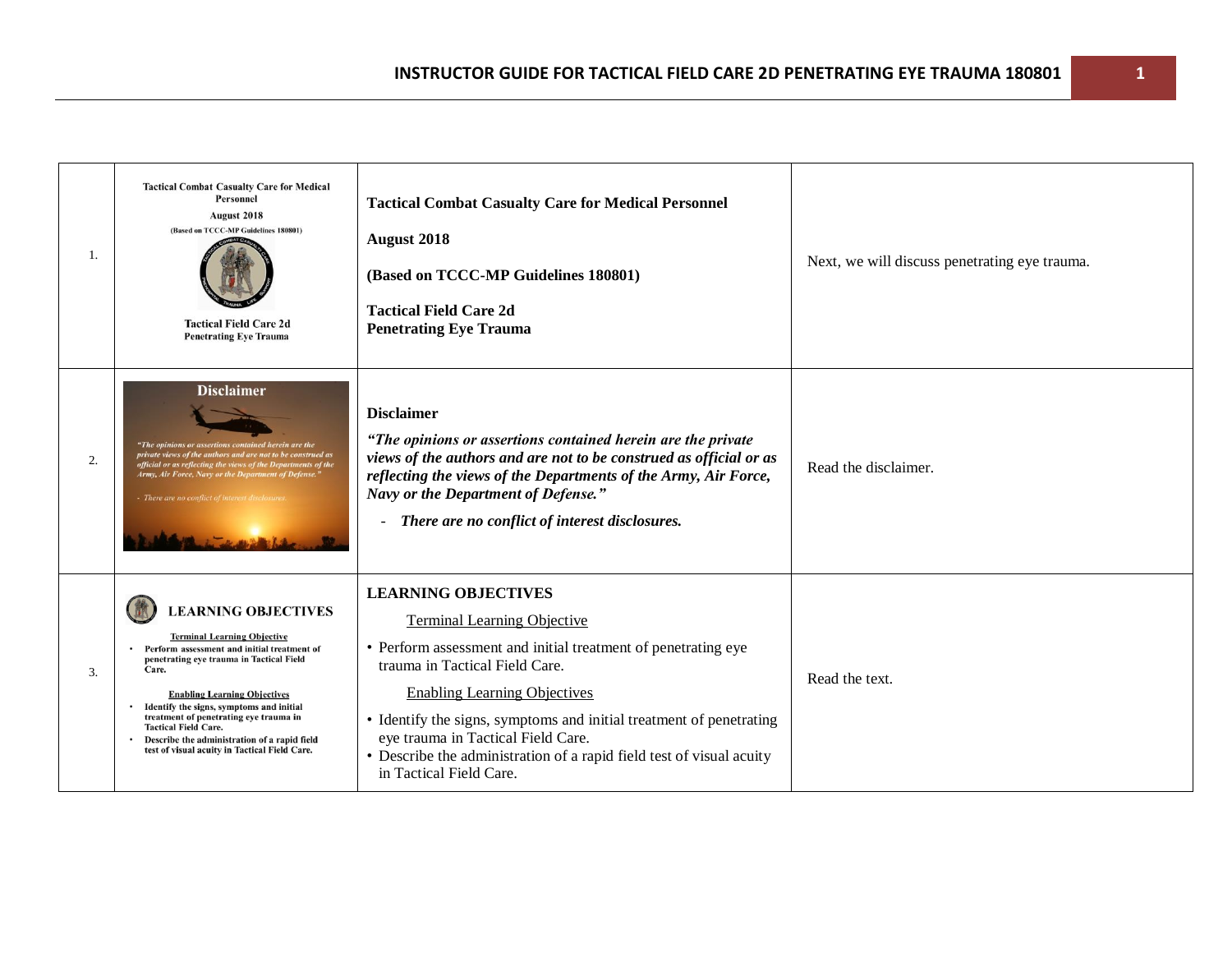| | Slide | Content | Instructor Notes |
|---|---|---|---|
| 1. | Tactical Combat Casualty Care for Medical Personnel August 2018 (Based on TCCC-MP Guidelines 180801) Tactical Field Care 2d Penetrating Eye Trauma | **Tactical Combat Casualty Care for Medical Personnel**<br><br>**August 2018**<br><br>**(Based on TCCC-MP Guidelines 180801)**<br><br>**Tactical Field Care 2d**<br>**Penetrating Eye Trauma** | Next, we will discuss penetrating eye trauma. |
| 2. | Disclaimer "The opinions or assertions contained herein are the private views of the authors and are not to be construed as official or as reflecting the views of the Departments of the Army, Air Force, Navy or the Department of Defense." - There are no conflict of interest disclosures. | **Disclaimer**<br><br>***"The opinions or assertions contained herein are the private views of the authors and are not to be construed as official or as reflecting the views of the Departments of the Army, Air Force, Navy or the Department of Defense."***<br><br>- ***There are no conflict of interest disclosures.*** | Read the disclaimer. |
| 3. | LEARNING OBJECTIVES Terminal Learning Objective • Perform assessment and initial treatment of penetrating eye trauma in Tactical Field Care. Enabling Learning Objectives • Identify the signs, symptoms and initial treatment of penetrating eye trauma in Tactical Field Care. • Describe the administration of a rapid field test of visual acuity in Tactical Field Care. | **LEARNING OBJECTIVES**<br><br>Terminal Learning Objective<br><br>• Perform assessment and initial treatment of penetrating eye trauma in Tactical Field Care.<br><br>Enabling Learning Objectives<br><br>• Identify the signs, symptoms and initial treatment of penetrating eye trauma in Tactical Field Care.<br>• Describe the administration of a rapid field test of visual acuity in Tactical Field Care. | Read the text. |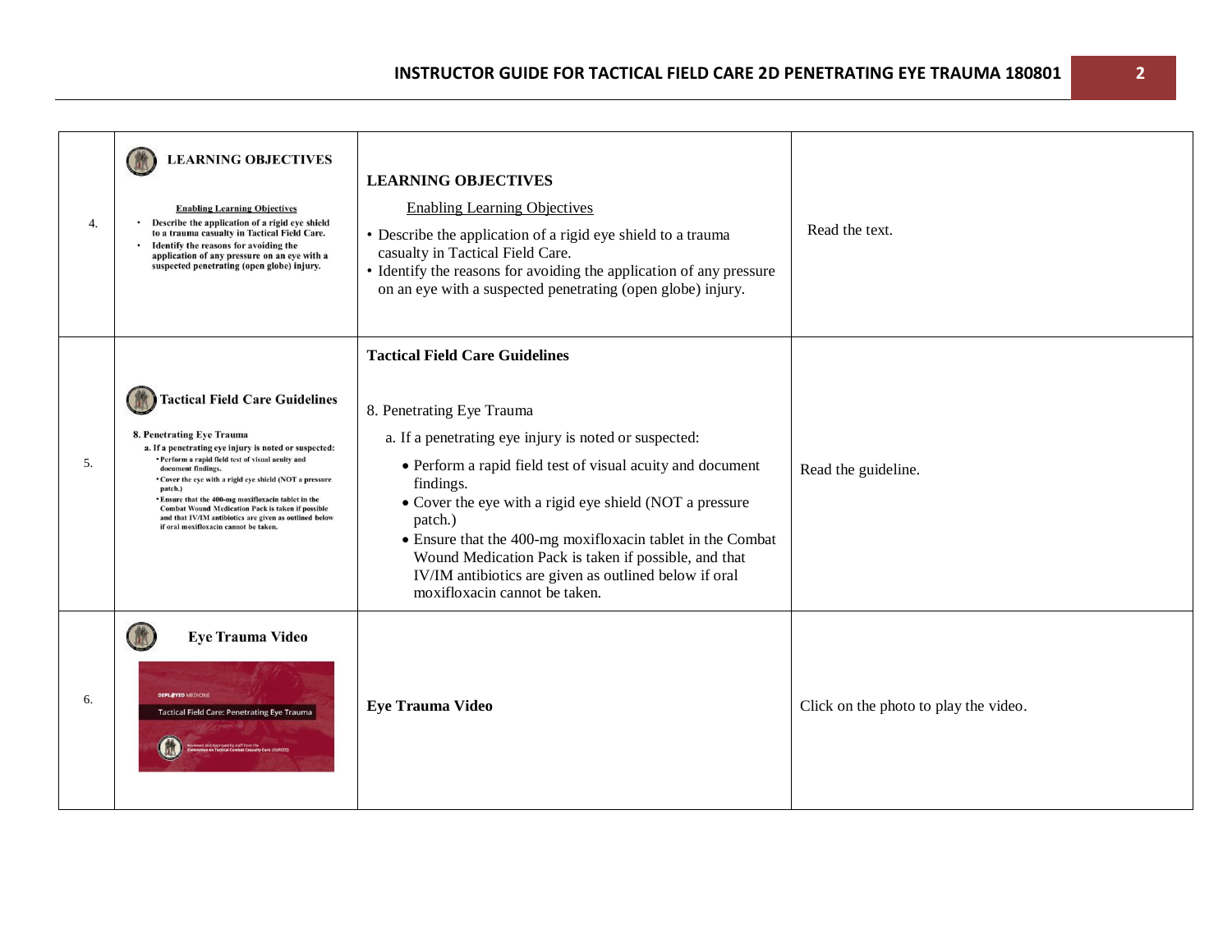| | | | |
|---|---|---|---|
| 4. | **LEARNING OBJECTIVES**<br>Enabling Learning Objectives<br>• Describe the application of a rigid eye shield to a trauma casualty in Tactical Field Care.<br>• Identify the reasons for avoiding the application of any pressure on an eye with a suspected penetrating (open globe) injury. | **LEARNING OBJECTIVES**<br>Enabling Learning Objectives<br>• Describe the application of a rigid eye shield to a trauma casualty in Tactical Field Care.<br>• Identify the reasons for avoiding the application of any pressure on an eye with a suspected penetrating (open globe) injury. | Read the text. |
| 5. | **Tactical Field Care Guidelines**<br>8. Penetrating Eye Trauma<br>a. If a penetrating eye injury is noted or suspected:<br>• Perform a rapid field test of visual acuity and document findings.<br>• Cover the eye with a rigid eye shield (NOT a pressure patch.)<br>• Ensure that the 400-mg moxifloxacin tablet in the Combat Wound Medication Pack is taken if possible and that IV/IM antibiotics are given as outlined below if oral moxifloxacin cannot be taken. | **Tactical Field Care Guidelines**<br>8. Penetrating Eye Trauma<br>a. If a penetrating eye injury is noted or suspected:<br>• Perform a rapid field test of visual acuity and document findings.<br>• Cover the eye with a rigid eye shield (NOT a pressure patch.)<br>• Ensure that the 400-mg moxifloxacin tablet in the Combat Wound Medication Pack is taken if possible, and that IV/IM antibiotics are given as outlined below if oral moxifloxacin cannot be taken. | Read the guideline. |
| 6. | **Eye Trauma Video**<br>DEPLOYED MEDICINE<br>Tactical Field Care: Penetrating Eye Trauma<br>Reviewed and Approved by staff from the Committee on Tactical Combat Casualty Care (CoTCCC) | **Eye Trauma Video** | Click on the photo to play the video. |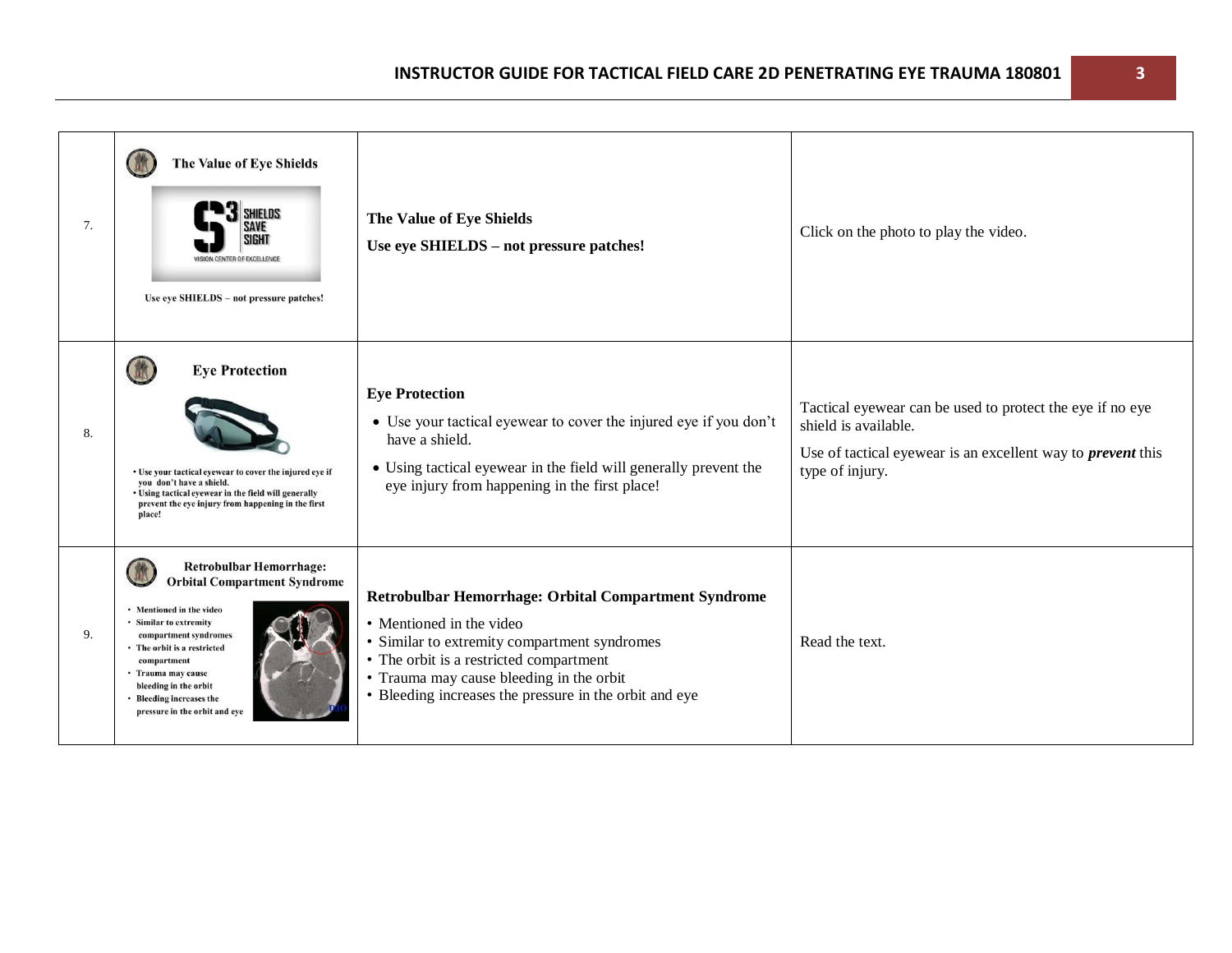| | | | |
|---|---|---|---|
| 7. | **The Value of Eye Shields** SHIELDS SAVE SIGHT VISION CENTER OF EXCELLENCE Use eye SHIELDS – not pressure patches! | **The Value of Eye Shields** **Use eye SHIELDS – not pressure patches!** | Click on the photo to play the video. |
| 8. | **Eye Protection** • Use your tactical eyewear to cover the injured eye if you don't have a shield. • Using tactical eyewear in the field will generally prevent the eye injury from happening in the first place! | **Eye Protection** • Use your tactical eyewear to cover the injured eye if you don't have a shield. • Using tactical eyewear in the field will generally prevent the eye injury from happening in the first place! | Tactical eyewear can be used to protect the eye if no eye shield is available. Use of tactical eyewear is an excellent way to ***prevent*** this type of injury. |
| 9. | **Retrobulbar Hemorrhage: Orbital Compartment Syndrome** • Mentioned in the video • Similar to extremity compartment syndromes • The orbit is a restricted compartment • Trauma may cause bleeding in the orbit • Bleeding increases the pressure in the orbit and eye | **Retrobulbar Hemorrhage: Orbital Compartment Syndrome** • Mentioned in the video • Similar to extremity compartment syndromes • The orbit is a restricted compartment • Trauma may cause bleeding in the orbit • Bleeding increases the pressure in the orbit and eye | Read the text. |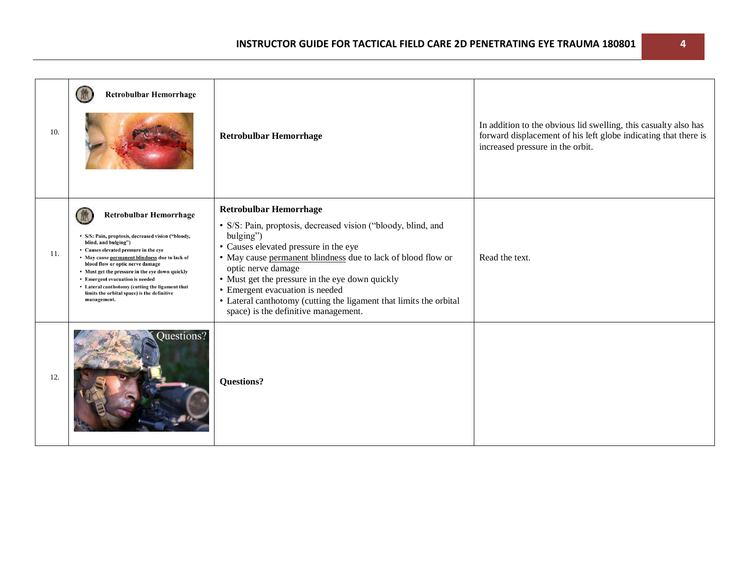| | | | |
|---|---|---|---|
| 10. | **Retrobulbar Hemorrhage** | **Retrobulbar Hemorrhage** | In addition to the obvious lid swelling, this casualty also has forward displacement of his left globe indicating that there is increased pressure in the orbit. |
| 11. | **Retrobulbar Hemorrhage** • S/S: Pain, proptosis, decreased vision ("bloody, blind, and bulging") • Causes elevated pressure in the eye • May cause permanent blindness due to lack of blood flow or optic nerve damage • Must get the pressure in the eye down quickly • Emergent evacuation is needed • Lateral canthotomy (cutting the ligament that limits the orbital space) is the definitive management. | **Retrobulbar Hemorrhage** • S/S: Pain, proptosis, decreased vision ("bloody, blind, and bulging") • Causes elevated pressure in the eye • May cause permanent blindness due to lack of blood flow or optic nerve damage • Must get the pressure in the eye down quickly • Emergent evacuation is needed • Lateral canthotomy (cutting the ligament that limits the orbital space) is the definitive management. | Read the text. |
| 12. | Questions? | **Questions?** | |